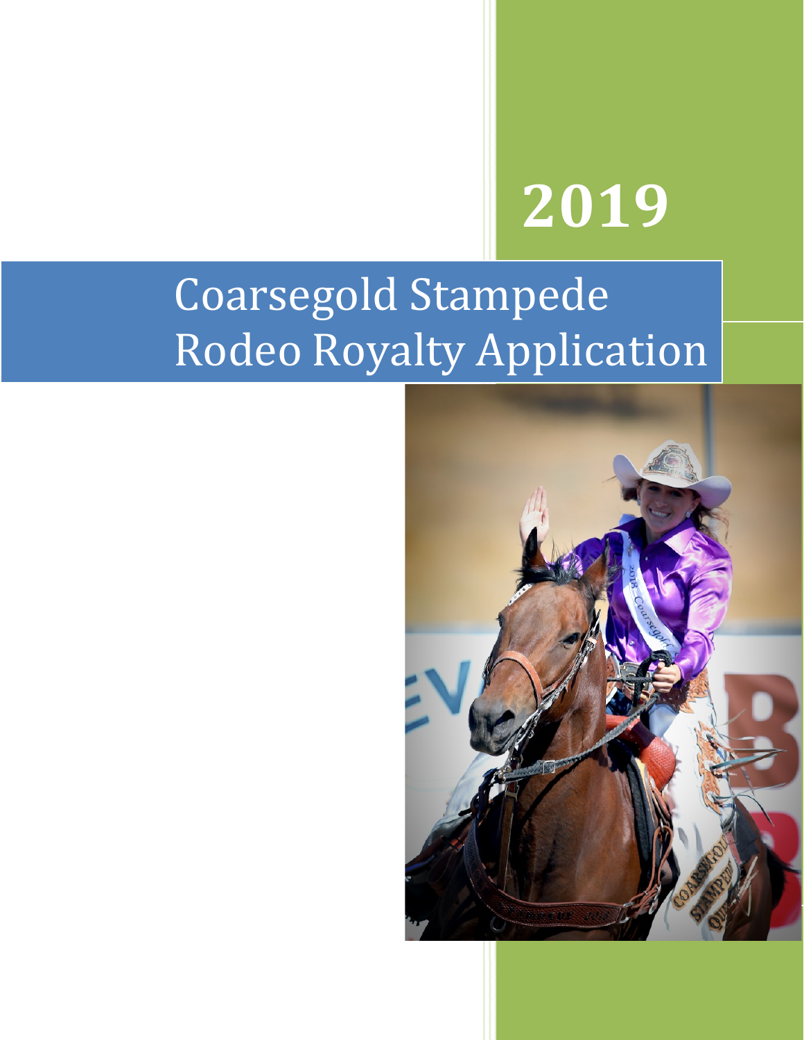# 2019

# Coarsegold Stampede Rodeo Royalty Application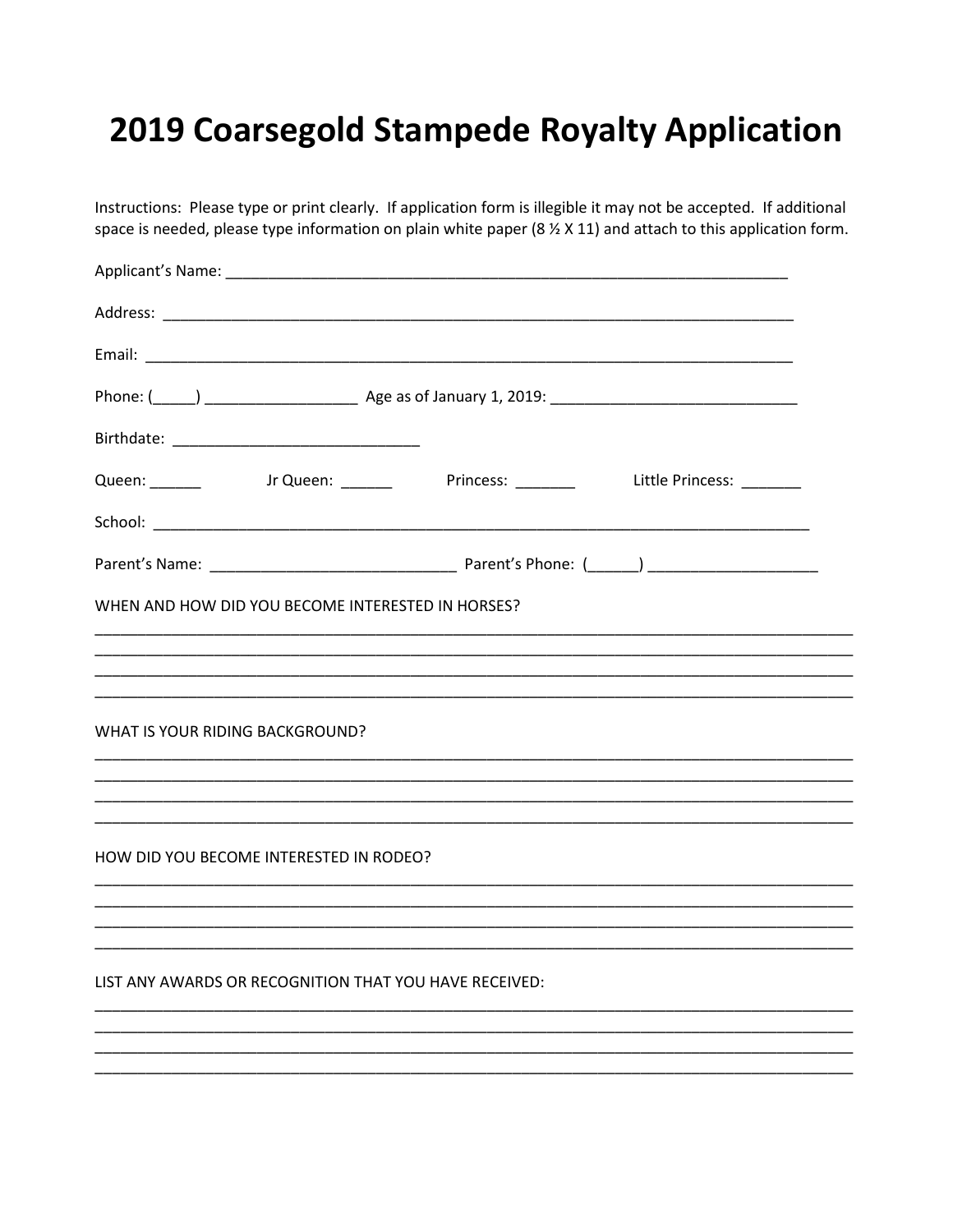# 2019 Coarsegold Stampede Royalty Application

Instructions: Please type or print clearly. If application form is illegible it may not be accepted. If additional space is needed, please type information on plain white paper (8 ½ X 11) and attach to this application form.

Applicant's Name: ______________________________________________________________________

Address: ______________________________________________________________________________

Email: ________________________________________________________________________________

Phone: (_____) __________________ Age as of January 1, 2019: _____________________________

Birthdate: ____________________________

Queen: ______ Jr Queen: ______ Princess: _______ Little Princess: _______

School: _______________________________________________________________________________

Parent's Name: ____________________________ Parent's Phone: (______) ___________________

WHEN AND HOW DID YOU BECOME INTERESTED IN HORSES?

______________________________________________________________________________________
______________________________________________________________________________________
______________________________________________________________________________________
______________________________________________________________________________________

WHAT IS YOUR RIDING BACKGROUND?

______________________________________________________________________________________
______________________________________________________________________________________
______________________________________________________________________________________
______________________________________________________________________________________

HOW DID YOU BECOME INTERESTED IN RODEO?

______________________________________________________________________________________
______________________________________________________________________________________
______________________________________________________________________________________
______________________________________________________________________________________

LIST ANY AWARDS OR RECOGNITION THAT YOU HAVE RECEIVED:

______________________________________________________________________________________
______________________________________________________________________________________
______________________________________________________________________________________
______________________________________________________________________________________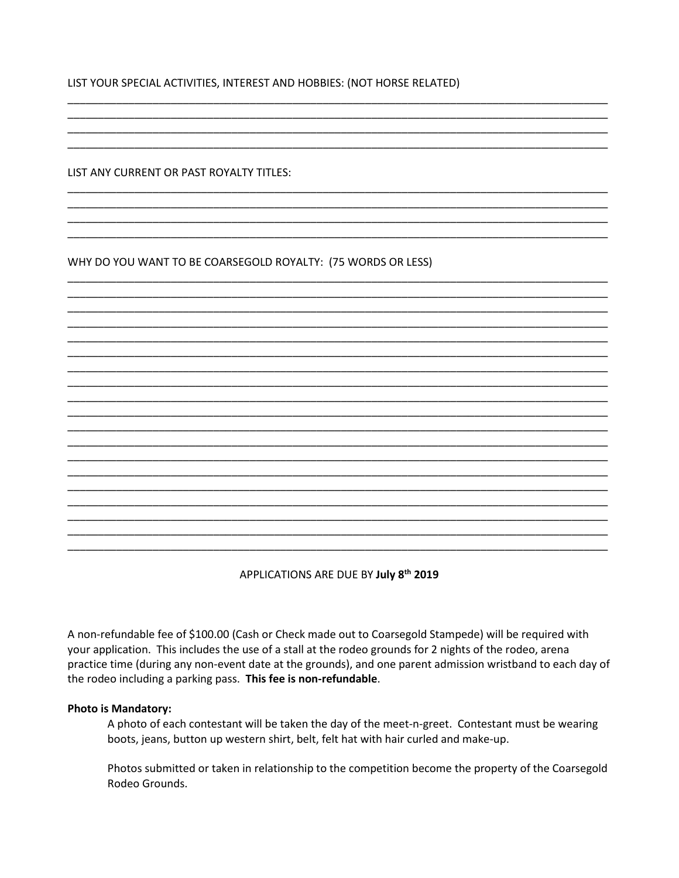LIST YOUR SPECIAL ACTIVITIES, INTEREST AND HOBBIES: (NOT HORSE RELATED)

_____________________________________________________________________________________
_____________________________________________________________________________________
_____________________________________________________________________________________
_____________________________________________________________________________________

LIST ANY CURRENT OR PAST ROYALTY TITLES:

_____________________________________________________________________________________
_____________________________________________________________________________________
_____________________________________________________________________________________
_____________________________________________________________________________________

WHY DO YOU WANT TO BE COARSEGOLD ROYALTY: (75 WORDS OR LESS)

_____________________________________________________________________________________
_____________________________________________________________________________________
_____________________________________________________________________________________
_____________________________________________________________________________________
_____________________________________________________________________________________
_____________________________________________________________________________________
_____________________________________________________________________________________
_____________________________________________________________________________________
_____________________________________________________________________________________
_____________________________________________________________________________________
_____________________________________________________________________________________
_____________________________________________________________________________________
_____________________________________________________________________________________
_____________________________________________________________________________________
_____________________________________________________________________________________
_____________________________________________________________________________________
_____________________________________________________________________________________
_____________________________________________________________________________________
_____________________________________________________________________________________

APPLICATIONS ARE DUE BY **July 8th 2019**

A non-refundable fee of $100.00 (Cash or Check made out to Coarsegold Stampede) will be required with your application. This includes the use of a stall at the rodeo grounds for 2 nights of the rodeo, arena practice time (during any non-event date at the grounds), and one parent admission wristband to each day of the rodeo including a parking pass. **This fee is non-refundable**.

**Photo is Mandatory:**

A photo of each contestant will be taken the day of the meet-n-greet. Contestant must be wearing boots, jeans, button up western shirt, belt, felt hat with hair curled and make-up.

Photos submitted or taken in relationship to the competition become the property of the Coarsegold Rodeo Grounds.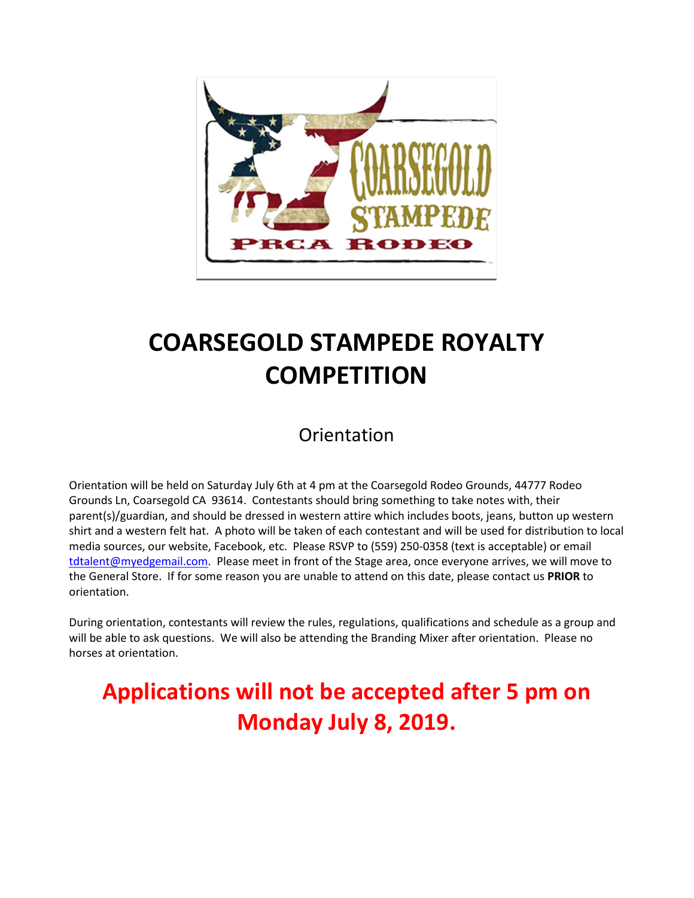# COARSEGOLD STAMPEDE ROYALTY COMPETITION

## Orientation

Orientation will be held on Saturday July 6th at 4 pm at the Coarsegold Rodeo Grounds, 44777 Rodeo Grounds Ln, Coarsegold CA 93614. Contestants should bring something to take notes with, their parent(s)/guardian, and should be dressed in western attire which includes boots, jeans, button up western shirt and a western felt hat. A photo will be taken of each contestant and will be used for distribution to local media sources, our website, Facebook, etc. Please RSVP to (559) 250-0358 (text is acceptable) or email tdtalent@myedgemail.com. Please meet in front of the Stage area, once everyone arrives, we will move to the General Store. If for some reason you are unable to attend on this date, please contact us **PRIOR** to orientation.

During orientation, contestants will review the rules, regulations, qualifications and schedule as a group and will be able to ask questions. We will also be attending the Branding Mixer after orientation. Please no horses at orientation.

**Applications will not be accepted after 5 pm on Monday July 8, 2019.**